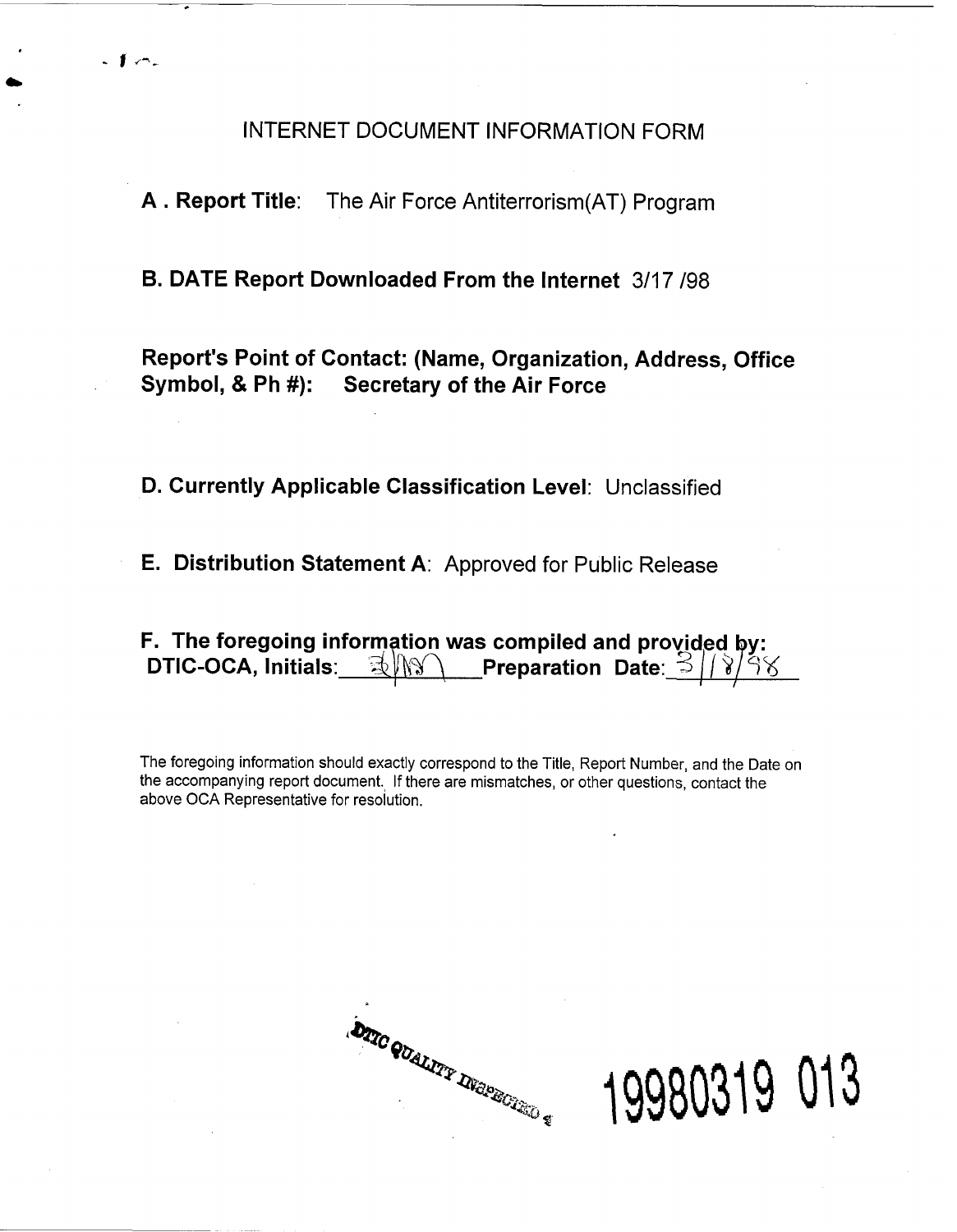# INTERNET DOCUMENT INFORMATION FORM

**A . Report Title**: The Air Force Antiterrorism(AT) Program

**B. DATE Report Downloaded From the Internet** 3/17 /98

**Report's Point of Contact: (Name, Organization, Address, Office Symbol, & Ph #): Secretary of the Air Force**

**D. Currently Applicable Classification Level**: Unclassified

**E. Distribution Statement A**: Approved for Public Release

**F. The foregoing information was compiled and provided by:**
**DTIC-OCA, Initials:** ___ **Preparation Date**: 3/18/98

The foregoing information should exactly correspond to the Title, Report Number, and the Date on the accompanying report document. If there are mismatches, or other questions, contact the above OCA Representative for resolution.

DTIC QUALITY INSPECTED 4

19980319 013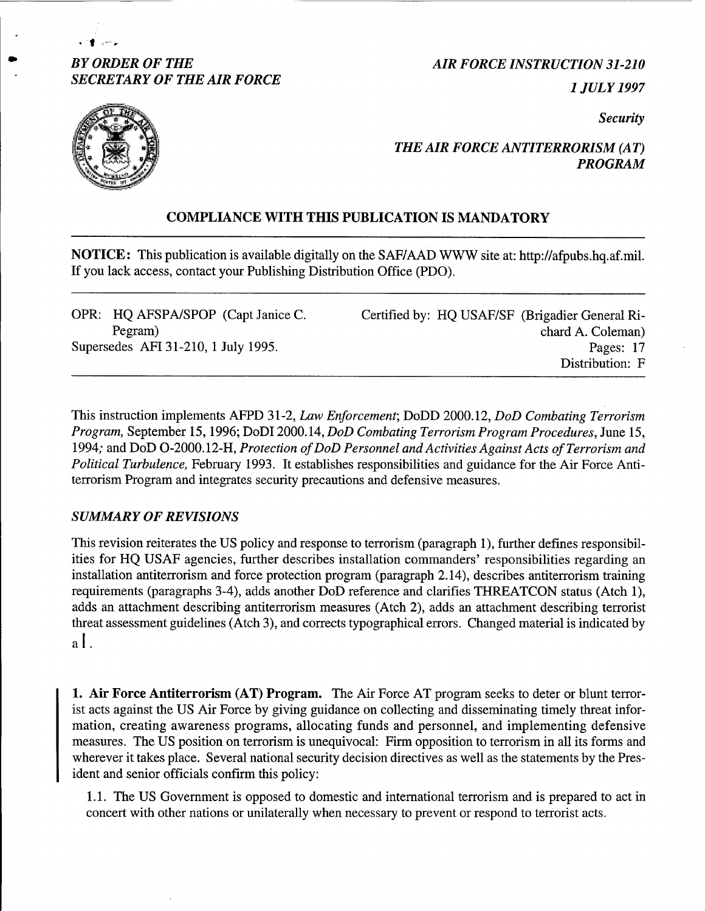*BY ORDER OF THE SECRETARY OF THE AIR FORCE*

*AIR FORCE INSTRUCTION 31-210*

*1 JULY 1997*

*Security*

*THE AIR FORCE ANTITERRORISM (AT) PROGRAM*

**COMPLIANCE WITH THIS PUBLICATION IS MANDATORY**

**NOTICE:** This publication is available digitally on the SAF/AAD WWW site at: http://afpubs.hq.af.mil. If you lack access, contact your Publishing Distribution Office (PDO).

OPR: HQ AFSPA/SPOP (Capt Janice C. Pegram)
Supersedes AFI 31-210, 1 July 1995.

Certified by: HQ USAF/SF (Brigadier General Richard A. Coleman)
Pages: 17
Distribution: F

This instruction implements AFPD 31-2, *Law Enforcement*; DoDD 2000.12, *DoD Combating Terrorism Program,* September 15, 1996; DoDI 2000.14, *DoD Combating Terrorism Program Procedures*, June 15, 1994; and DoD O-2000.12-H, *Protection of DoD Personnel and Activities Against Acts of Terrorism and Political Turbulence,* February 1993. It establishes responsibilities and guidance for the Air Force Antiterrorism Program and integrates security precautions and defensive measures.

## *SUMMARY OF REVISIONS*

This revision reiterates the US policy and response to terrorism (paragraph 1), further defines responsibilities for HQ USAF agencies, further describes installation commanders' responsibilities regarding an installation antiterrorism and force protection program (paragraph 2.14), describes antiterrorism training requirements (paragraphs 3-4), adds another DoD reference and clarifies THREATCON status (Atch 1), adds an attachment describing antiterrorism measures (Atch 2), adds an attachment describing terrorist threat assessment guidelines (Atch 3), and corrects typographical errors. Changed material is indicated by a |.

**1. Air Force Antiterrorism (AT) Program.** The Air Force AT program seeks to deter or blunt terrorist acts against the US Air Force by giving guidance on collecting and disseminating timely threat information, creating awareness programs, allocating funds and personnel, and implementing defensive measures. The US position on terrorism is unequivocal: Firm opposition to terrorism in all its forms and wherever it takes place. Several national security decision directives as well as the statements by the President and senior officials confirm this policy:

1.1. The US Government is opposed to domestic and international terrorism and is prepared to act in concert with other nations or unilaterally when necessary to prevent or respond to terrorist acts.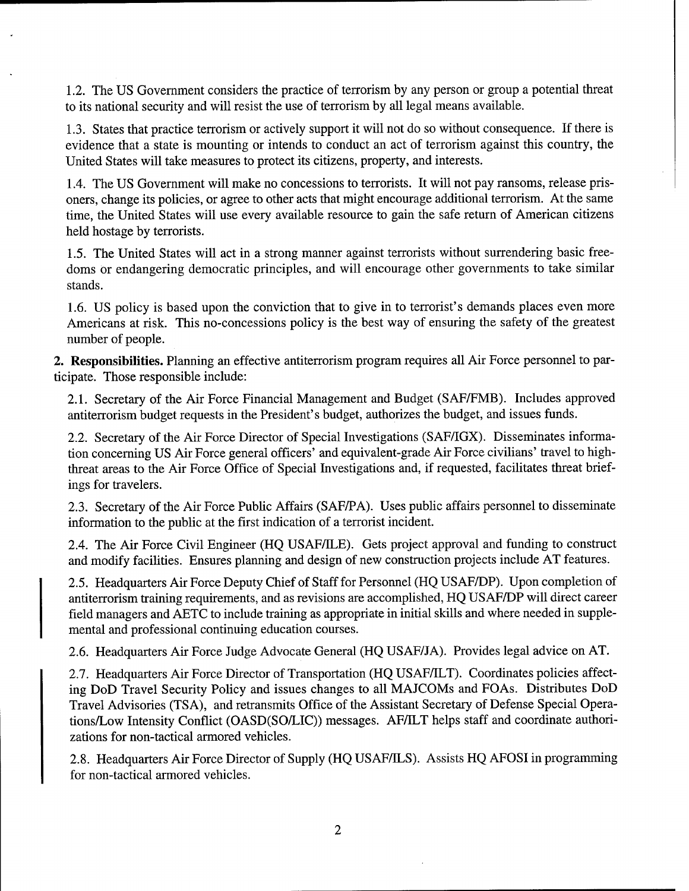1.2. The US Government considers the practice of terrorism by any person or group a potential threat to its national security and will resist the use of terrorism by all legal means available.

1.3. States that practice terrorism or actively support it will not do so without consequence. If there is evidence that a state is mounting or intends to conduct an act of terrorism against this country, the United States will take measures to protect its citizens, property, and interests.

1.4. The US Government will make no concessions to terrorists. It will not pay ransoms, release prisoners, change its policies, or agree to other acts that might encourage additional terrorism. At the same time, the United States will use every available resource to gain the safe return of American citizens held hostage by terrorists.

1.5. The United States will act in a strong manner against terrorists without surrendering basic freedoms or endangering democratic principles, and will encourage other governments to take similar stands.

1.6. US policy is based upon the conviction that to give in to terrorist's demands places even more Americans at risk. This no-concessions policy is the best way of ensuring the safety of the greatest number of people.

**2. Responsibilities.** Planning an effective antiterrorism program requires all Air Force personnel to participate. Those responsible include:

2.1. Secretary of the Air Force Financial Management and Budget (SAF/FMB). Includes approved antiterrorism budget requests in the President's budget, authorizes the budget, and issues funds.

2.2. Secretary of the Air Force Director of Special Investigations (SAF/IGX). Disseminates information concerning US Air Force general officers' and equivalent-grade Air Force civilians' travel to high-threat areas to the Air Force Office of Special Investigations and, if requested, facilitates threat briefings for travelers.

2.3. Secretary of the Air Force Public Affairs (SAF/PA). Uses public affairs personnel to disseminate information to the public at the first indication of a terrorist incident.

2.4. The Air Force Civil Engineer (HQ USAF/ILE). Gets project approval and funding to construct and modify facilities. Ensures planning and design of new construction projects include AT features.

2.5. Headquarters Air Force Deputy Chief of Staff for Personnel (HQ USAF/DP). Upon completion of antiterrorism training requirements, and as revisions are accomplished, HQ USAF/DP will direct career field managers and AETC to include training as appropriate in initial skills and where needed in supplemental and professional continuing education courses.

2.6. Headquarters Air Force Judge Advocate General (HQ USAF/JA). Provides legal advice on AT.

2.7. Headquarters Air Force Director of Transportation (HQ USAF/ILT). Coordinates policies affecting DoD Travel Security Policy and issues changes to all MAJCOMs and FOAs. Distributes DoD Travel Advisories (TSA), and retransmits Office of the Assistant Secretary of Defense Special Operations/Low Intensity Conflict (OASD(SO/LIC)) messages. AF/ILT helps staff and coordinate authorizations for non-tactical armored vehicles.

2.8. Headquarters Air Force Director of Supply (HQ USAF/ILS). Assists HQ AFOSI in programming for non-tactical armored vehicles.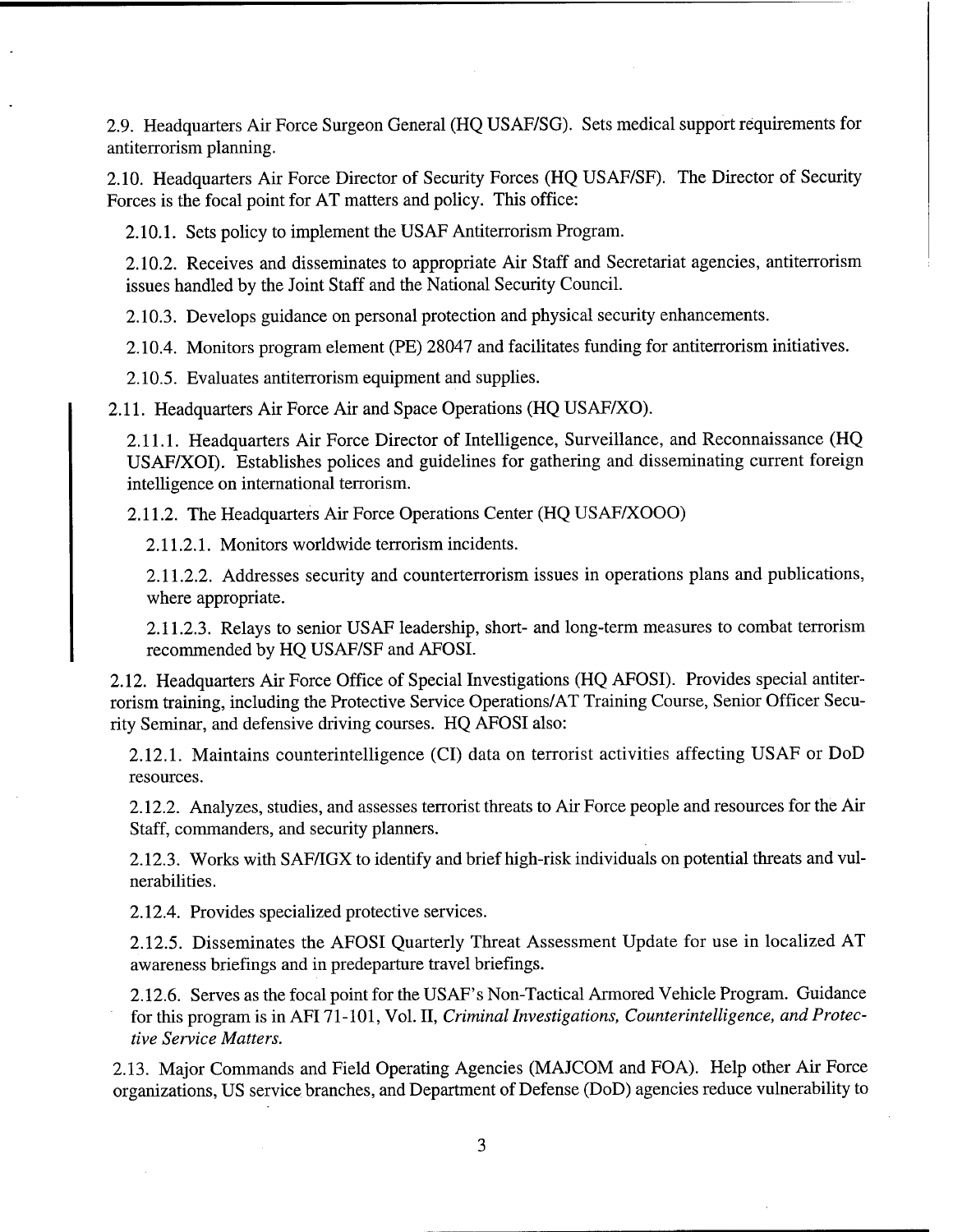2.9. Headquarters Air Force Surgeon General (HQ USAF/SG). Sets medical support requirements for antiterrorism planning.

2.10. Headquarters Air Force Director of Security Forces (HQ USAF/SF). The Director of Security Forces is the focal point for AT matters and policy. This office:

2.10.1. Sets policy to implement the USAF Antiterrorism Program.

2.10.2. Receives and disseminates to appropriate Air Staff and Secretariat agencies, antiterrorism issues handled by the Joint Staff and the National Security Council.

2.10.3. Develops guidance on personal protection and physical security enhancements.

2.10.4. Monitors program element (PE) 28047 and facilitates funding for antiterrorism initiatives.

2.10.5. Evaluates antiterrorism equipment and supplies.

2.11. Headquarters Air Force Air and Space Operations (HQ USAF/XO).

2.11.1. Headquarters Air Force Director of Intelligence, Surveillance, and Reconnaissance (HQ USAF/XOI). Establishes polices and guidelines for gathering and disseminating current foreign intelligence on international terrorism.

2.11.2. The Headquarters Air Force Operations Center (HQ USAF/XOOO)

2.11.2.1. Monitors worldwide terrorism incidents.

2.11.2.2. Addresses security and counterterrorism issues in operations plans and publications, where appropriate.

2.11.2.3. Relays to senior USAF leadership, short- and long-term measures to combat terrorism recommended by HQ USAF/SF and AFOSI.

2.12. Headquarters Air Force Office of Special Investigations (HQ AFOSI). Provides special antiterrorism training, including the Protective Service Operations/AT Training Course, Senior Officer Security Seminar, and defensive driving courses. HQ AFOSI also:

2.12.1. Maintains counterintelligence (CI) data on terrorist activities affecting USAF or DoD resources.

2.12.2. Analyzes, studies, and assesses terrorist threats to Air Force people and resources for the Air Staff, commanders, and security planners.

2.12.3. Works with SAF/IGX to identify and brief high-risk individuals on potential threats and vulnerabilities.

2.12.4. Provides specialized protective services.

2.12.5. Disseminates the AFOSI Quarterly Threat Assessment Update for use in localized AT awareness briefings and in predeparture travel briefings.

2.12.6. Serves as the focal point for the USAF's Non-Tactical Armored Vehicle Program. Guidance for this program is in AFI 71-101, Vol. II, *Criminal Investigations, Counterintelligence, and Protective Service Matters.*

2.13. Major Commands and Field Operating Agencies (MAJCOM and FOA). Help other Air Force organizations, US service branches, and Department of Defense (DoD) agencies reduce vulnerability to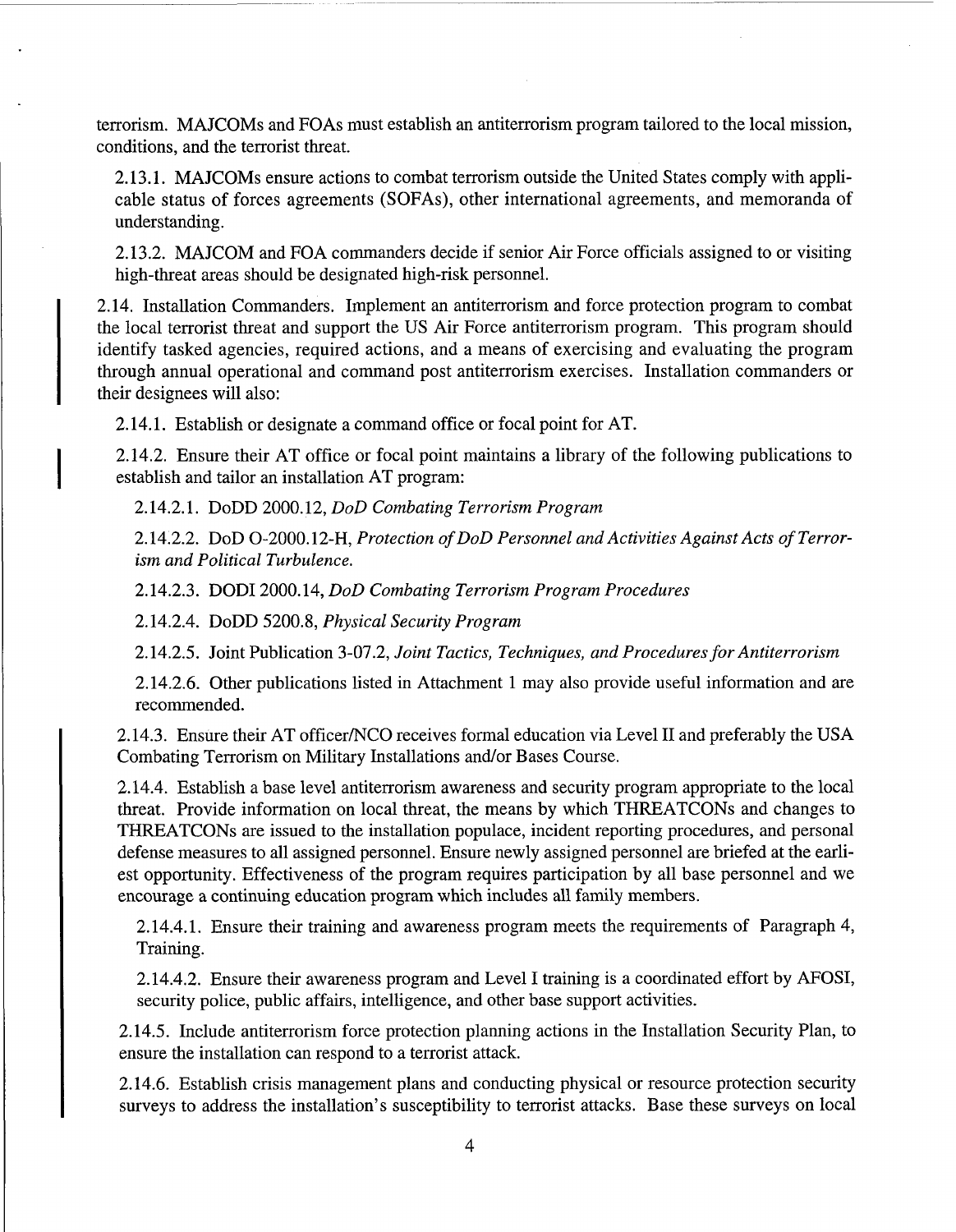terrorism. MAJCOMs and FOAs must establish an antiterrorism program tailored to the local mission, conditions, and the terrorist threat.

2.13.1. MAJCOMs ensure actions to combat terrorism outside the United States comply with applicable status of forces agreements (SOFAs), other international agreements, and memoranda of understanding.

2.13.2. MAJCOM and FOA commanders decide if senior Air Force officials assigned to or visiting high-threat areas should be designated high-risk personnel.

2.14. Installation Commanders. Implement an antiterrorism and force protection program to combat the local terrorist threat and support the US Air Force antiterrorism program. This program should identify tasked agencies, required actions, and a means of exercising and evaluating the program through annual operational and command post antiterrorism exercises. Installation commanders or their designees will also:

2.14.1. Establish or designate a command office or focal point for AT.

2.14.2. Ensure their AT office or focal point maintains a library of the following publications to establish and tailor an installation AT program:

2.14.2.1. DoDD 2000.12, *DoD Combating Terrorism Program*

2.14.2.2. DoD O-2000.12-H, *Protection of DoD Personnel and Activities Against Acts of Terrorism and Political Turbulence.*

2.14.2.3. DODI 2000.14, *DoD Combating Terrorism Program Procedures*

2.14.2.4. DoDD 5200.8, *Physical Security Program*

2.14.2.5. Joint Publication 3-07.2, *Joint Tactics, Techniques, and Procedures for Antiterrorism*

2.14.2.6. Other publications listed in Attachment 1 may also provide useful information and are recommended.

2.14.3. Ensure their AT officer/NCO receives formal education via Level II and preferably the USA Combating Terrorism on Military Installations and/or Bases Course.

2.14.4. Establish a base level antiterrorism awareness and security program appropriate to the local threat. Provide information on local threat, the means by which THREATCONs and changes to THREATCONs are issued to the installation populace, incident reporting procedures, and personal defense measures to all assigned personnel. Ensure newly assigned personnel are briefed at the earliest opportunity. Effectiveness of the program requires participation by all base personnel and we encourage a continuing education program which includes all family members.

2.14.4.1. Ensure their training and awareness program meets the requirements of Paragraph 4, Training.

2.14.4.2. Ensure their awareness program and Level I training is a coordinated effort by AFOSI, security police, public affairs, intelligence, and other base support activities.

2.14.5. Include antiterrorism force protection planning actions in the Installation Security Plan, to ensure the installation can respond to a terrorist attack.

2.14.6. Establish crisis management plans and conducting physical or resource protection security surveys to address the installation's susceptibility to terrorist attacks. Base these surveys on local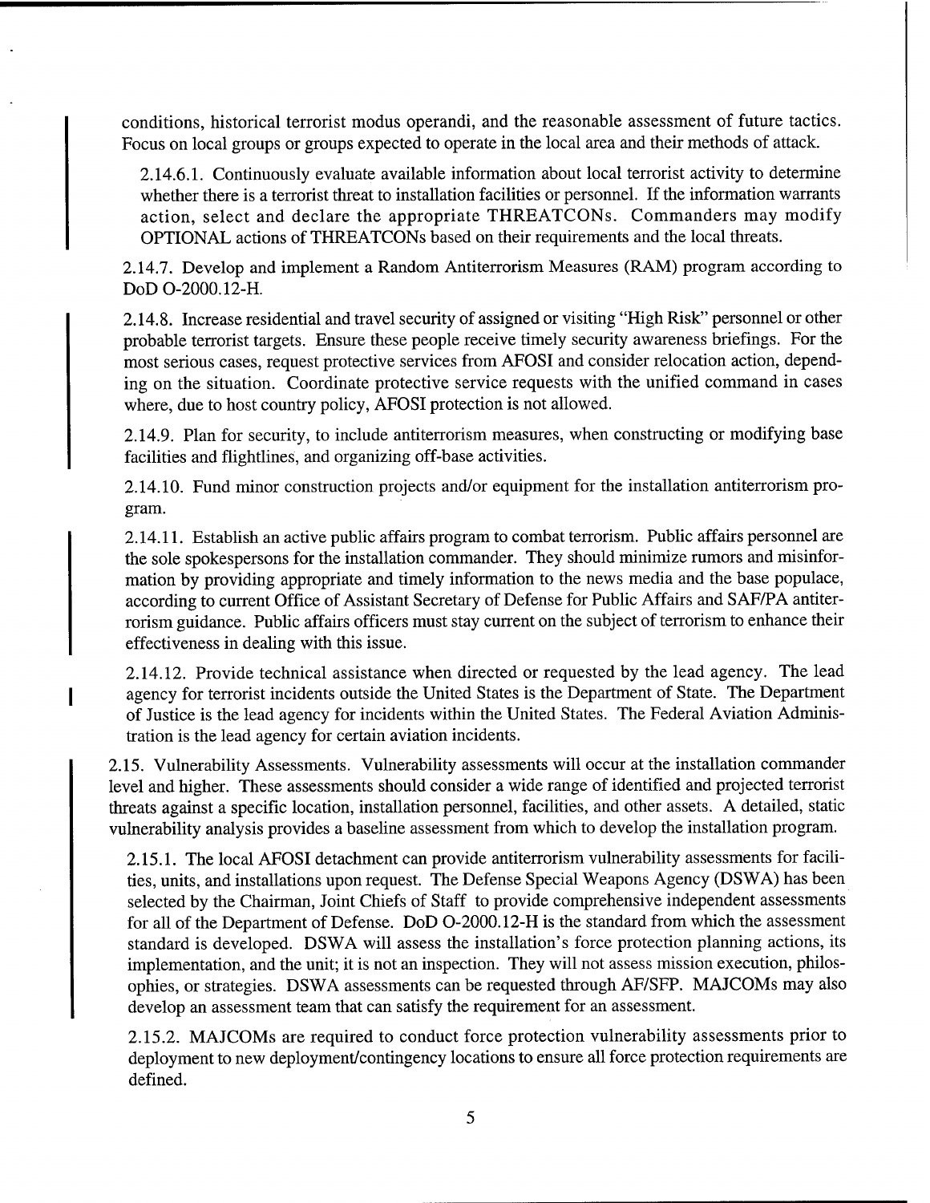conditions, historical terrorist modus operandi, and the reasonable assessment of future tactics. Focus on local groups or groups expected to operate in the local area and their methods of attack.

2.14.6.1. Continuously evaluate available information about local terrorist activity to determine whether there is a terrorist threat to installation facilities or personnel. If the information warrants action, select and declare the appropriate THREATCONs. Commanders may modify OPTIONAL actions of THREATCONs based on their requirements and the local threats.

2.14.7. Develop and implement a Random Antiterrorism Measures (RAM) program according to DoD O-2000.12-H.

2.14.8. Increase residential and travel security of assigned or visiting "High Risk" personnel or other probable terrorist targets. Ensure these people receive timely security awareness briefings. For the most serious cases, request protective services from AFOSI and consider relocation action, depending on the situation. Coordinate protective service requests with the unified command in cases where, due to host country policy, AFOSI protection is not allowed.

2.14.9. Plan for security, to include antiterrorism measures, when constructing or modifying base facilities and flightlines, and organizing off-base activities.

2.14.10. Fund minor construction projects and/or equipment for the installation antiterrorism program.

2.14.11. Establish an active public affairs program to combat terrorism. Public affairs personnel are the sole spokespersons for the installation commander. They should minimize rumors and misinformation by providing appropriate and timely information to the news media and the base populace, according to current Office of Assistant Secretary of Defense for Public Affairs and SAF/PA antiterrorism guidance. Public affairs officers must stay current on the subject of terrorism to enhance their effectiveness in dealing with this issue.

2.14.12. Provide technical assistance when directed or requested by the lead agency. The lead agency for terrorist incidents outside the United States is the Department of State. The Department of Justice is the lead agency for incidents within the United States. The Federal Aviation Administration is the lead agency for certain aviation incidents.

2.15. Vulnerability Assessments. Vulnerability assessments will occur at the installation commander level and higher. These assessments should consider a wide range of identified and projected terrorist threats against a specific location, installation personnel, facilities, and other assets. A detailed, static vulnerability analysis provides a baseline assessment from which to develop the installation program.

2.15.1. The local AFOSI detachment can provide antiterrorism vulnerability assessments for facilities, units, and installations upon request. The Defense Special Weapons Agency (DSWA) has been selected by the Chairman, Joint Chiefs of Staff to provide comprehensive independent assessments for all of the Department of Defense. DoD O-2000.12-H is the standard from which the assessment standard is developed. DSWA will assess the installation's force protection planning actions, its implementation, and the unit; it is not an inspection. They will not assess mission execution, philosophies, or strategies. DSWA assessments can be requested through AF/SFP. MAJCOMs may also develop an assessment team that can satisfy the requirement for an assessment.

2.15.2. MAJCOMs are required to conduct force protection vulnerability assessments prior to deployment to new deployment/contingency locations to ensure all force protection requirements are defined.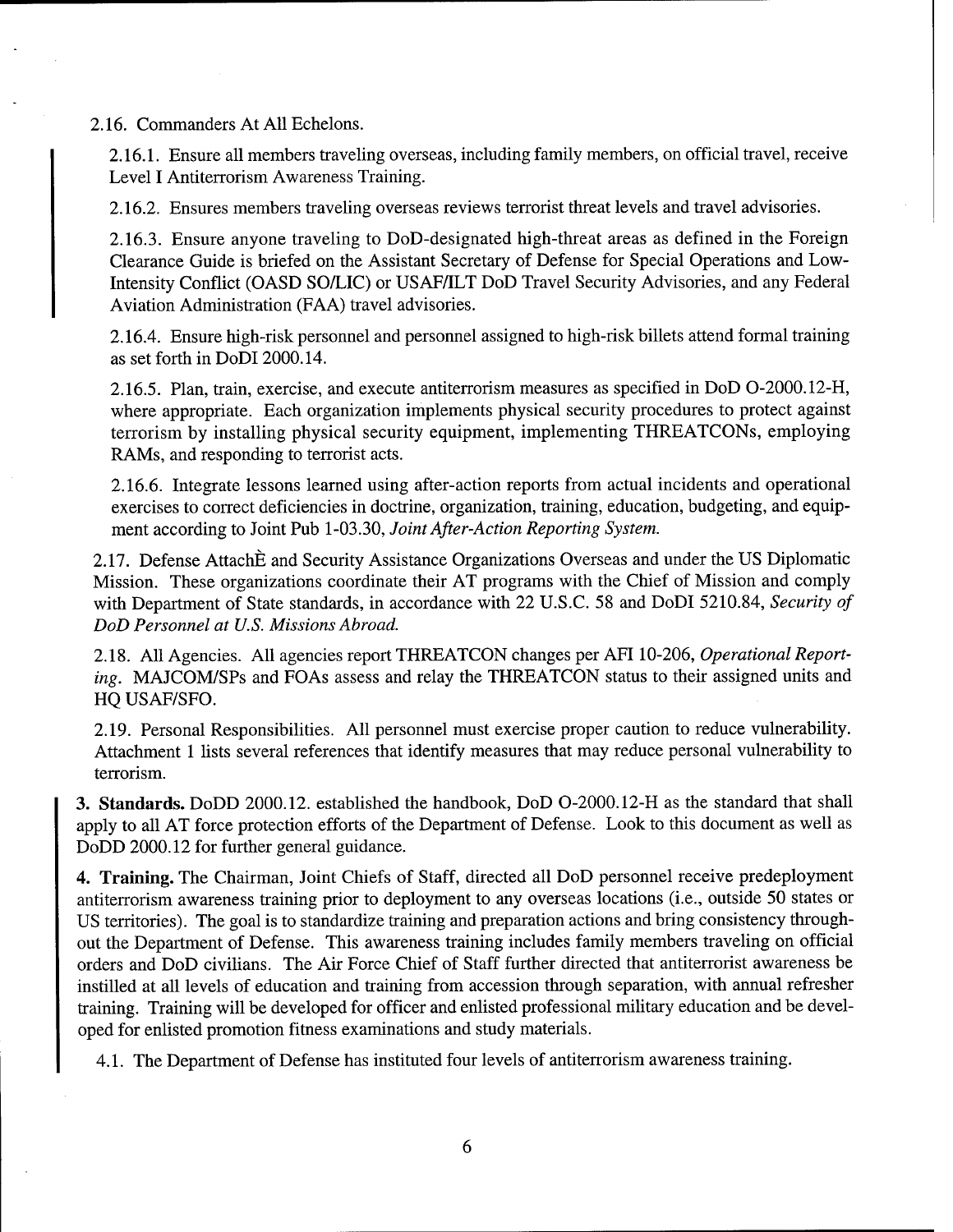2.16. Commanders At All Echelons.

2.16.1. Ensure all members traveling overseas, including family members, on official travel, receive Level I Antiterrorism Awareness Training.

2.16.2. Ensures members traveling overseas reviews terrorist threat levels and travel advisories.

2.16.3. Ensure anyone traveling to DoD-designated high-threat areas as defined in the Foreign Clearance Guide is briefed on the Assistant Secretary of Defense for Special Operations and Low-Intensity Conflict (OASD SO/LIC) or USAF/ILT DoD Travel Security Advisories, and any Federal Aviation Administration (FAA) travel advisories.

2.16.4. Ensure high-risk personnel and personnel assigned to high-risk billets attend formal training as set forth in DoDI 2000.14.

2.16.5. Plan, train, exercise, and execute antiterrorism measures as specified in DoD O-2000.12-H, where appropriate. Each organization implements physical security procedures to protect against terrorism by installing physical security equipment, implementing THREATCONs, employing RAMs, and responding to terrorist acts.

2.16.6. Integrate lessons learned using after-action reports from actual incidents and operational exercises to correct deficiencies in doctrine, organization, training, education, budgeting, and equipment according to Joint Pub 1-03.30, *Joint After-Action Reporting System.*

2.17. Defense AttachÈ and Security Assistance Organizations Overseas and under the US Diplomatic Mission. These organizations coordinate their AT programs with the Chief of Mission and comply with Department of State standards, in accordance with 22 U.S.C. 58 and DoDI 5210.84, *Security of DoD Personnel at U.S. Missions Abroad.*

2.18. All Agencies. All agencies report THREATCON changes per AFI 10-206, *Operational Reporting*. MAJCOM/SPs and FOAs assess and relay the THREATCON status to their assigned units and HQ USAF/SFO.

2.19. Personal Responsibilities. All personnel must exercise proper caution to reduce vulnerability. Attachment 1 lists several references that identify measures that may reduce personal vulnerability to terrorism.

**3. Standards.** DoDD 2000.12. established the handbook, DoD O-2000.12-H as the standard that shall apply to all AT force protection efforts of the Department of Defense. Look to this document as well as DoDD 2000.12 for further general guidance.

**4. Training.** The Chairman, Joint Chiefs of Staff, directed all DoD personnel receive predeployment antiterrorism awareness training prior to deployment to any overseas locations (i.e., outside 50 states or US territories). The goal is to standardize training and preparation actions and bring consistency throughout the Department of Defense. This awareness training includes family members traveling on official orders and DoD civilians. The Air Force Chief of Staff further directed that antiterrorist awareness be instilled at all levels of education and training from accession through separation, with annual refresher training. Training will be developed for officer and enlisted professional military education and be developed for enlisted promotion fitness examinations and study materials.

4.1. The Department of Defense has instituted four levels of antiterrorism awareness training.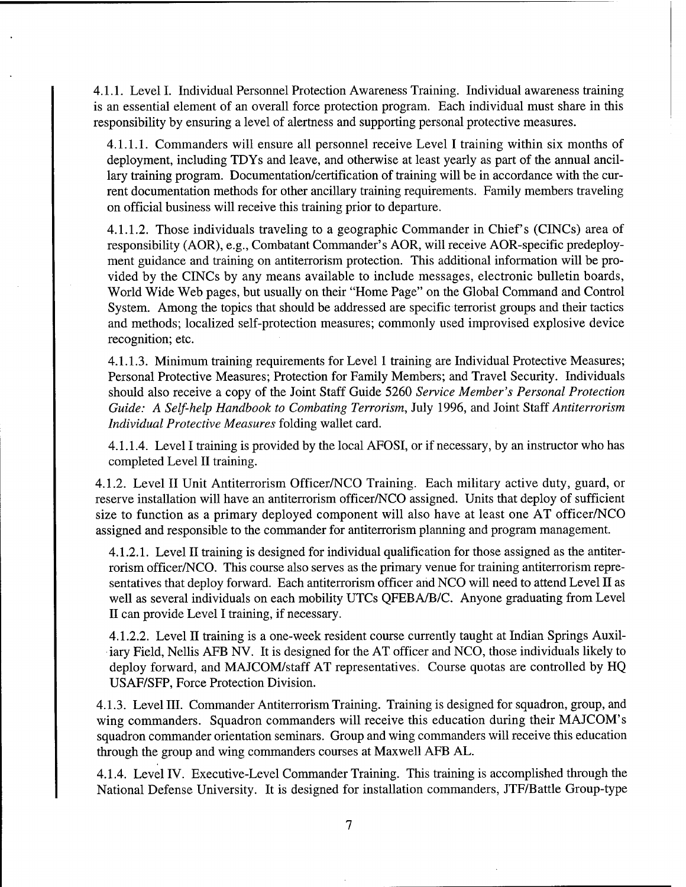4.1.1. Level I. Individual Personnel Protection Awareness Training. Individual awareness training is an essential element of an overall force protection program. Each individual must share in this responsibility by ensuring a level of alertness and supporting personal protective measures.

4.1.1.1. Commanders will ensure all personnel receive Level I training within six months of deployment, including TDYs and leave, and otherwise at least yearly as part of the annual ancillary training program. Documentation/certification of training will be in accordance with the current documentation methods for other ancillary training requirements. Family members traveling on official business will receive this training prior to departure.

4.1.1.2. Those individuals traveling to a geographic Commander in Chief's (CINCs) area of responsibility (AOR), e.g., Combatant Commander's AOR, will receive AOR-specific predeployment guidance and training on antiterrorism protection. This additional information will be provided by the CINCs by any means available to include messages, electronic bulletin boards, World Wide Web pages, but usually on their "Home Page" on the Global Command and Control System. Among the topics that should be addressed are specific terrorist groups and their tactics and methods; localized self-protection measures; commonly used improvised explosive device recognition; etc.

4.1.1.3. Minimum training requirements for Level 1 training are Individual Protective Measures; Personal Protective Measures; Protection for Family Members; and Travel Security. Individuals should also receive a copy of the Joint Staff Guide 5260 *Service Member's Personal Protection Guide: A Self-help Handbook to Combating Terrorism*, July 1996, and Joint Staff *Antiterrorism Individual Protective Measures* folding wallet card.

4.1.1.4. Level I training is provided by the local AFOSI, or if necessary, by an instructor who has completed Level II training.

4.1.2. Level II Unit Antiterrorism Officer/NCO Training. Each military active duty, guard, or reserve installation will have an antiterrorism officer/NCO assigned. Units that deploy of sufficient size to function as a primary deployed component will also have at least one AT officer/NCO assigned and responsible to the commander for antiterrorism planning and program management.

4.1.2.1. Level II training is designed for individual qualification for those assigned as the antiterrorism officer/NCO. This course also serves as the primary venue for training antiterrorism representatives that deploy forward. Each antiterrorism officer and NCO will need to attend Level II as well as several individuals on each mobility UTCs QFEBA/B/C. Anyone graduating from Level II can provide Level I training, if necessary.

4.1.2.2. Level II training is a one-week resident course currently taught at Indian Springs Auxiliary Field, Nellis AFB NV. It is designed for the AT officer and NCO, those individuals likely to deploy forward, and MAJCOM/staff AT representatives. Course quotas are controlled by HQ USAF/SFP, Force Protection Division.

4.1.3. Level III. Commander Antiterrorism Training. Training is designed for squadron, group, and wing commanders. Squadron commanders will receive this education during their MAJCOM's squadron commander orientation seminars. Group and wing commanders will receive this education through the group and wing commanders courses at Maxwell AFB AL.

4.1.4. Level IV. Executive-Level Commander Training. This training is accomplished through the National Defense University. It is designed for installation commanders, JTF/Battle Group-type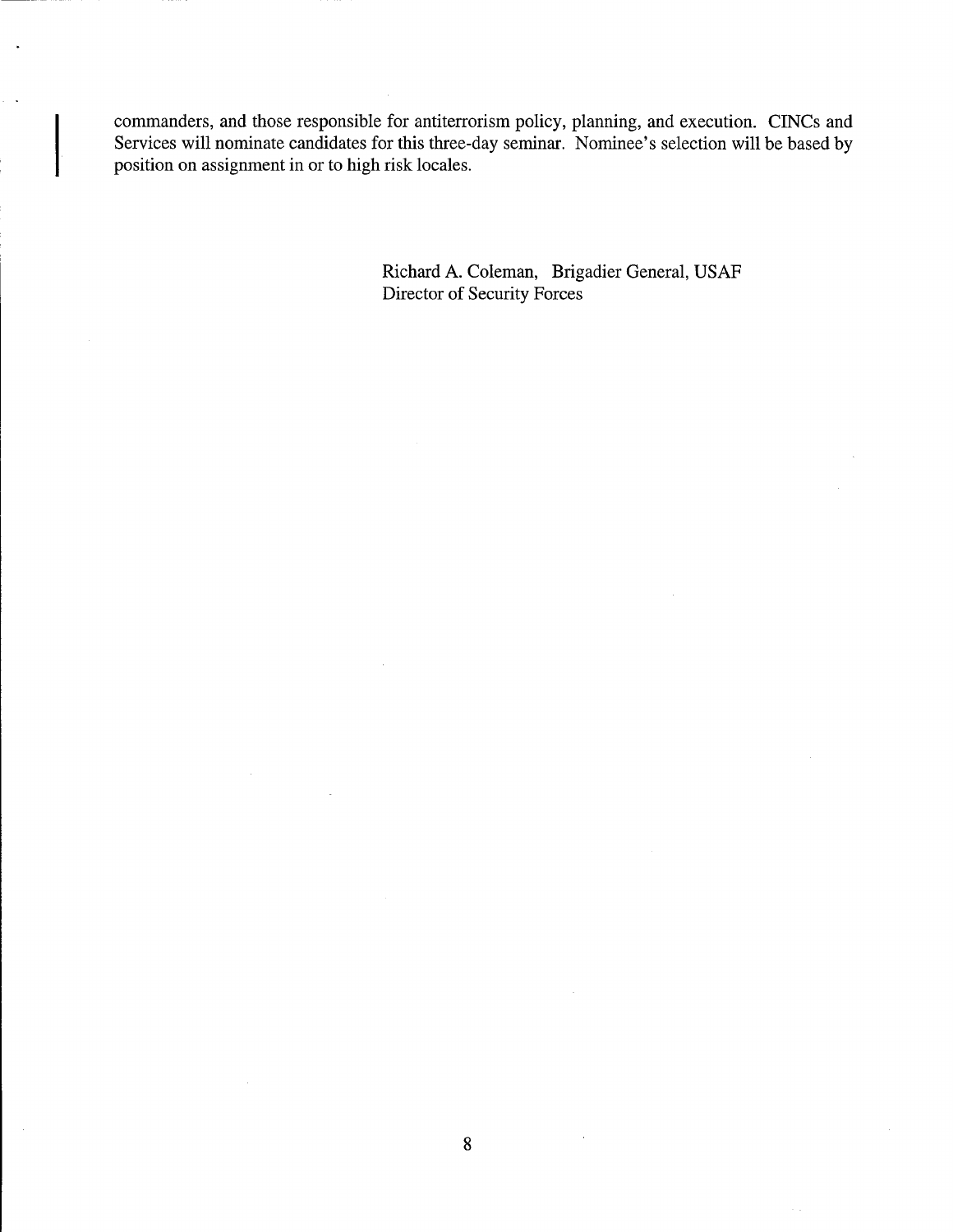commanders, and those responsible for antiterrorism policy, planning, and execution. CINCs and Services will nominate candidates for this three-day seminar. Nominee's selection will be based by position on assignment in or to high risk locales.

Richard A. Coleman, Brigadier General, USAF
Director of Security Forces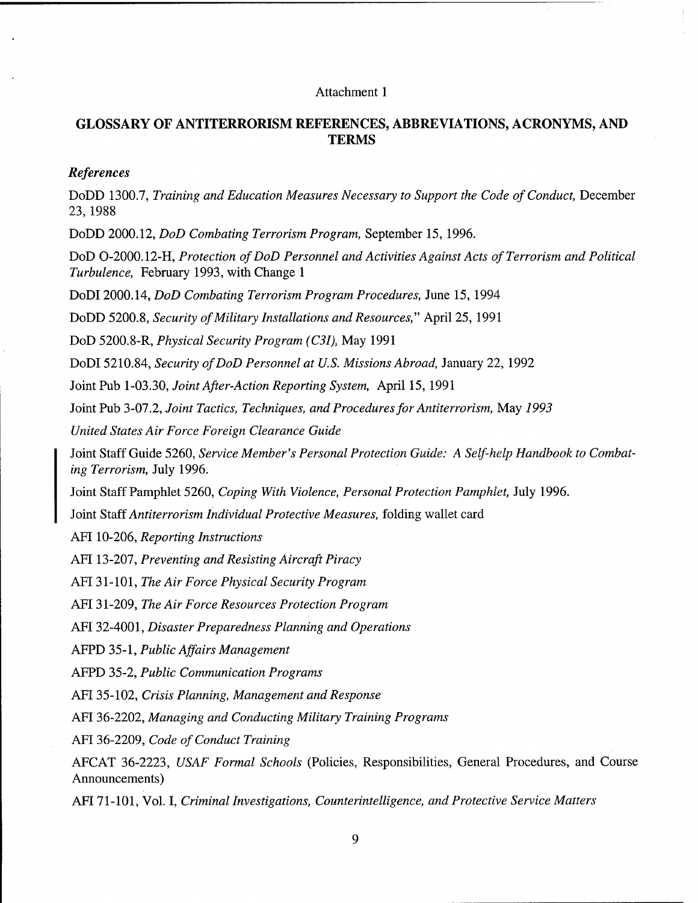Attachment 1

## GLOSSARY OF ANTITERRORISM REFERENCES, ABBREVIATIONS, ACRONYMS, AND TERMS

### *References*

DoDD 1300.7, *Training and Education Measures Necessary to Support the Code of Conduct,* December 23, 1988

DoDD 2000.12, *DoD Combating Terrorism Program,* September 15, 1996.

DoD O-2000.12-H, *Protection of DoD Personnel and Activities Against Acts of Terrorism and Political Turbulence,* February 1993, with Change 1

DoDI 2000.14, *DoD Combating Terrorism Program Procedures,* June 15, 1994

DoDD 5200.8, *Security of Military Installations and Resources,"* April 25, 1991

DoD 5200.8-R, *Physical Security Program (C3I),* May 1991

DoDI 5210.84, *Security of DoD Personnel at U.S. Missions Abroad,* January 22, 1992

Joint Pub 1-03.30, *Joint After-Action Reporting System,* April 15, 1991

Joint Pub 3-07.2, *Joint Tactics, Techniques, and Procedures for Antiterrorism,* May *1993*

*United States Air Force Foreign Clearance Guide*

Joint Staff Guide 5260, *Service Member's Personal Protection Guide: A Self-help Handbook to Combating Terrorism,* July 1996.

Joint Staff Pamphlet 5260, *Coping With Violence, Personal Protection Pamphlet,* July 1996.

Joint Staff *Antiterrorism Individual Protective Measures,* folding wallet card

AFI 10-206, *Reporting Instructions*

AFI 13-207, *Preventing and Resisting Aircraft Piracy*

AFI 31-101, *The Air Force Physical Security Program*

AFI 31-209, *The Air Force Resources Protection Program*

AFI 32-4001, *Disaster Preparedness Planning and Operations*

AFPD 35-1, *Public Affairs Management*

AFPD 35-2, *Public Communication Programs*

AFI 35-102, *Crisis Planning, Management and Response*

AFI 36-2202, *Managing and Conducting Military Training Programs*

AFI 36-2209, *Code of Conduct Training*

AFCAT 36-2223, *USAF Formal Schools* (Policies, Responsibilities, General Procedures, and Course Announcements)

AFI 71-101, Vol. I, *Criminal Investigations, Counterintelligence, and Protective Service Matters*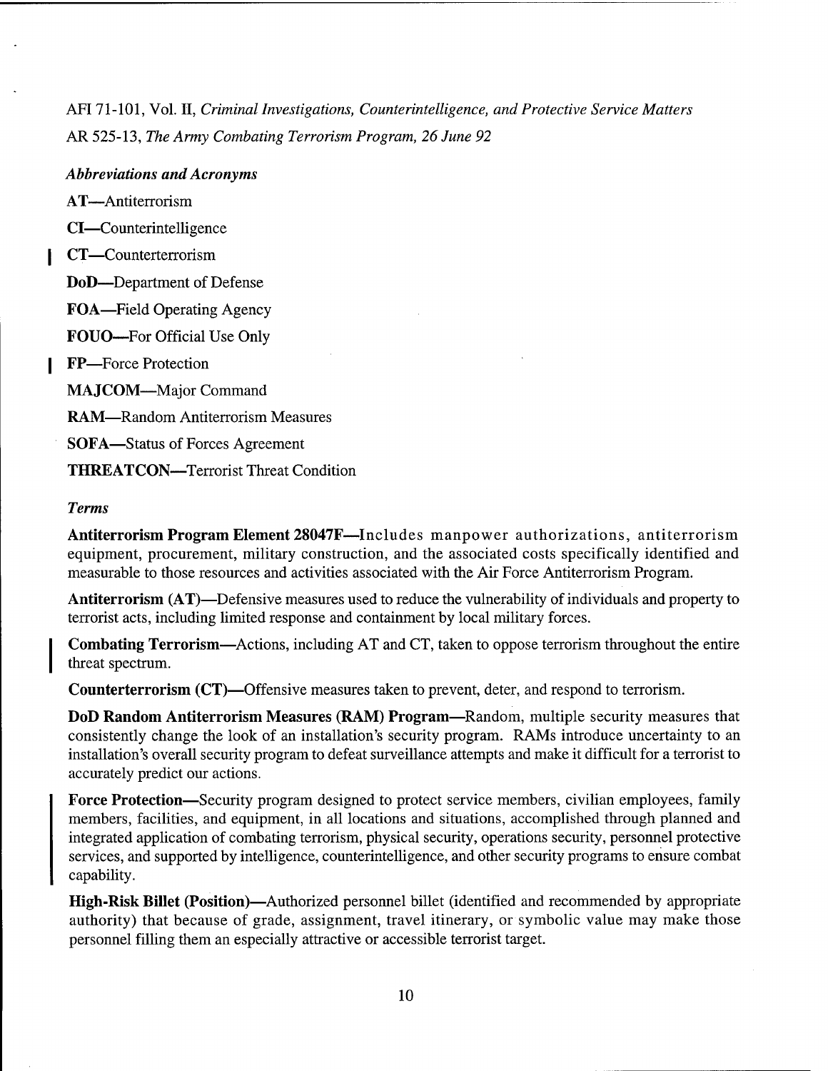AFI 71-101, Vol. II, *Criminal Investigations, Counterintelligence, and Protective Service Matters*

AR 525-13, *The Army Combating Terrorism Program, 26 June 92*

***Abbreviations and Acronyms***

**AT**—Antiterrorism

**CI**—Counterintelligence

**CT**—Counterterrorism

**DoD**—Department of Defense

**FOA**—Field Operating Agency

**FOUO**—For Official Use Only

**FP**—Force Protection

**MAJCOM**—Major Command

**RAM**—Random Antiterrorism Measures

**SOFA**—Status of Forces Agreement

**THREATCON**—Terrorist Threat Condition

***Terms***

**Antiterrorism Program Element 28047F**—Includes manpower authorizations, antiterrorism equipment, procurement, military construction, and the associated costs specifically identified and measurable to those resources and activities associated with the Air Force Antiterrorism Program.

**Antiterrorism (AT)**—Defensive measures used to reduce the vulnerability of individuals and property to terrorist acts, including limited response and containment by local military forces.

**Combating Terrorism**—Actions, including AT and CT, taken to oppose terrorism throughout the entire threat spectrum.

**Counterterrorism (CT)**—Offensive measures taken to prevent, deter, and respond to terrorism.

**DoD Random Antiterrorism Measures (RAM) Program**—Random, multiple security measures that consistently change the look of an installation's security program. RAMs introduce uncertainty to an installation's overall security program to defeat surveillance attempts and make it difficult for a terrorist to accurately predict our actions.

**Force Protection**—Security program designed to protect service members, civilian employees, family members, facilities, and equipment, in all locations and situations, accomplished through planned and integrated application of combating terrorism, physical security, operations security, personnel protective services, and supported by intelligence, counterintelligence, and other security programs to ensure combat capability.

**High-Risk Billet (Position)**—Authorized personnel billet (identified and recommended by appropriate authority) that because of grade, assignment, travel itinerary, or symbolic value may make those personnel filling them an especially attractive or accessible terrorist target.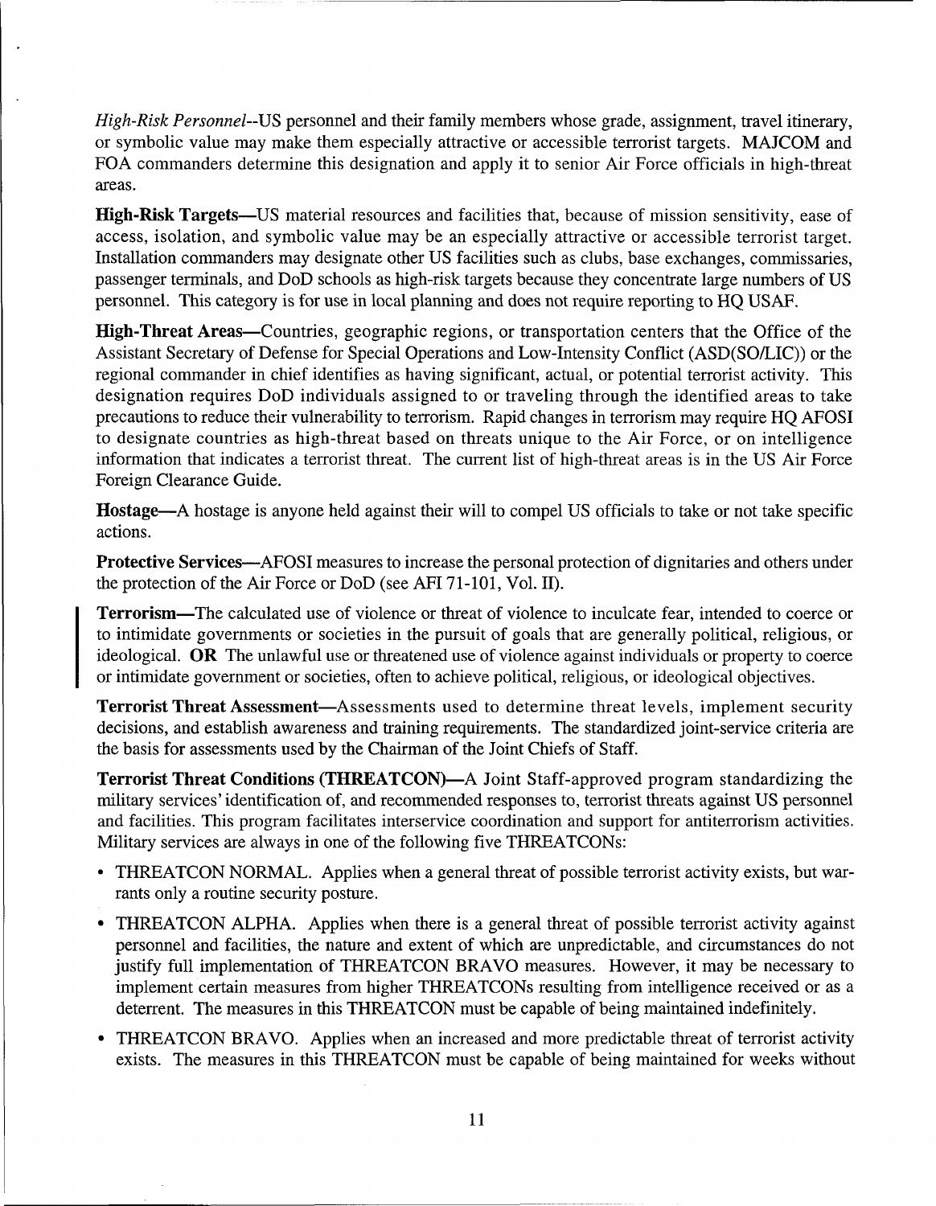*High-Risk Personnel*--US personnel and their family members whose grade, assignment, travel itinerary, or symbolic value may make them especially attractive or accessible terrorist targets. MAJCOM and FOA commanders determine this designation and apply it to senior Air Force officials in high-threat areas.

**High-Risk Targets**—US material resources and facilities that, because of mission sensitivity, ease of access, isolation, and symbolic value may be an especially attractive or accessible terrorist target. Installation commanders may designate other US facilities such as clubs, base exchanges, commissaries, passenger terminals, and DoD schools as high-risk targets because they concentrate large numbers of US personnel. This category is for use in local planning and does not require reporting to HQ USAF.

**High-Threat Areas**—Countries, geographic regions, or transportation centers that the Office of the Assistant Secretary of Defense for Special Operations and Low-Intensity Conflict (ASD(SO/LIC)) or the regional commander in chief identifies as having significant, actual, or potential terrorist activity. This designation requires DoD individuals assigned to or traveling through the identified areas to take precautions to reduce their vulnerability to terrorism. Rapid changes in terrorism may require HQ AFOSI to designate countries as high-threat based on threats unique to the Air Force, or on intelligence information that indicates a terrorist threat. The current list of high-threat areas is in the US Air Force Foreign Clearance Guide.

**Hostage**—A hostage is anyone held against their will to compel US officials to take or not take specific actions.

**Protective Services**—AFOSI measures to increase the personal protection of dignitaries and others under the protection of the Air Force or DoD (see AFI 71-101, Vol. II).

**Terrorism**—The calculated use of violence or threat of violence to inculcate fear, intended to coerce or to intimidate governments or societies in the pursuit of goals that are generally political, religious, or ideological. **OR** The unlawful use or threatened use of violence against individuals or property to coerce or intimidate government or societies, often to achieve political, religious, or ideological objectives.

**Terrorist Threat Assessment**—Assessments used to determine threat levels, implement security decisions, and establish awareness and training requirements. The standardized joint-service criteria are the basis for assessments used by the Chairman of the Joint Chiefs of Staff.

**Terrorist Threat Conditions (THREATCON)**—A Joint Staff-approved program standardizing the military services' identification of, and recommended responses to, terrorist threats against US personnel and facilities. This program facilitates interservice coordination and support for antiterrorism activities. Military services are always in one of the following five THREATCONs:

- THREATCON NORMAL. Applies when a general threat of possible terrorist activity exists, but warrants only a routine security posture.
- THREATCON ALPHA. Applies when there is a general threat of possible terrorist activity against personnel and facilities, the nature and extent of which are unpredictable, and circumstances do not justify full implementation of THREATCON BRAVO measures. However, it may be necessary to implement certain measures from higher THREATCONs resulting from intelligence received or as a deterrent. The measures in this THREATCON must be capable of being maintained indefinitely.
- THREATCON BRAVO. Applies when an increased and more predictable threat of terrorist activity exists. The measures in this THREATCON must be capable of being maintained for weeks without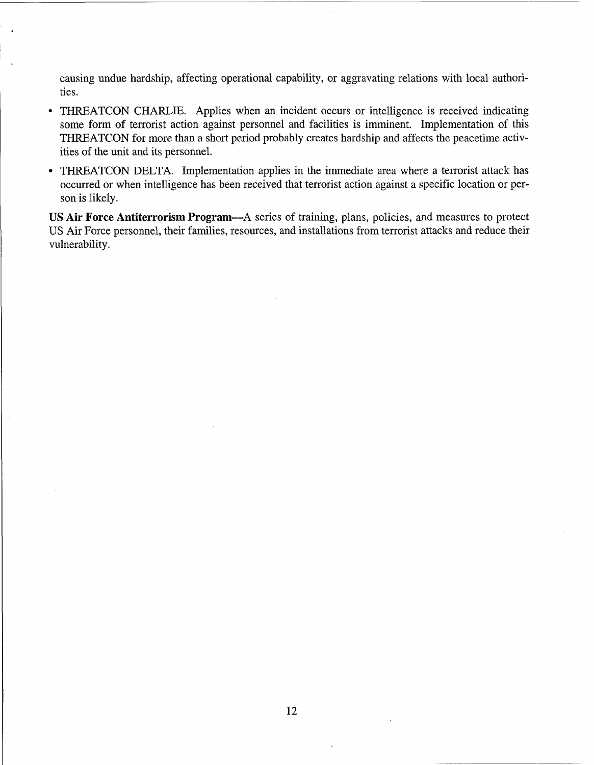causing undue hardship, affecting operational capability, or aggravating relations with local authorities.

- THREATCON CHARLIE. Applies when an incident occurs or intelligence is received indicating some form of terrorist action against personnel and facilities is imminent. Implementation of this THREATCON for more than a short period probably creates hardship and affects the peacetime activities of the unit and its personnel.
- THREATCON DELTA. Implementation applies in the immediate area where a terrorist attack has occurred or when intelligence has been received that terrorist action against a specific location or person is likely.

**US Air Force Antiterrorism Program**—A series of training, plans, policies, and measures to protect US Air Force personnel, their families, resources, and installations from terrorist attacks and reduce their vulnerability.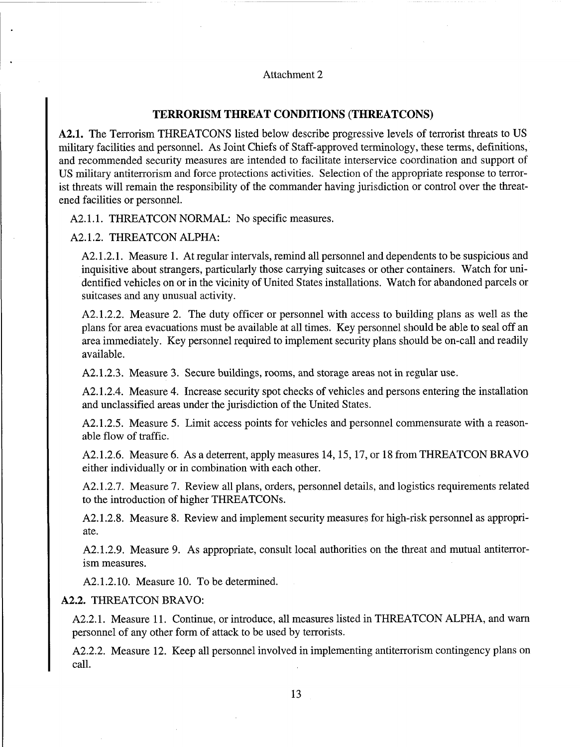Attachment 2

## TERRORISM THREAT CONDITIONS (THREATCONS)

**A2.1.** The Terrorism THREATCONS listed below describe progressive levels of terrorist threats to US military facilities and personnel. As Joint Chiefs of Staff-approved terminology, these terms, definitions, and recommended security measures are intended to facilitate interservice coordination and support of US military antiterrorism and force protections activities. Selection of the appropriate response to terrorist threats will remain the responsibility of the commander having jurisdiction or control over the threatened facilities or personnel.

A2.1.1. THREATCON NORMAL: No specific measures.

A2.1.2. THREATCON ALPHA:

A2.1.2.1. Measure 1. At regular intervals, remind all personnel and dependents to be suspicious and inquisitive about strangers, particularly those carrying suitcases or other containers. Watch for unidentified vehicles on or in the vicinity of United States installations. Watch for abandoned parcels or suitcases and any unusual activity.

A2.1.2.2. Measure 2. The duty officer or personnel with access to building plans as well as the plans for area evacuations must be available at all times. Key personnel should be able to seal off an area immediately. Key personnel required to implement security plans should be on-call and readily available.

A2.1.2.3. Measure 3. Secure buildings, rooms, and storage areas not in regular use.

A2.1.2.4. Measure 4. Increase security spot checks of vehicles and persons entering the installation and unclassified areas under the jurisdiction of the United States.

A2.1.2.5. Measure 5. Limit access points for vehicles and personnel commensurate with a reasonable flow of traffic.

A2.1.2.6. Measure 6. As a deterrent, apply measures 14, 15, 17, or 18 from THREATCON BRAVO either individually or in combination with each other.

A2.1.2.7. Measure 7. Review all plans, orders, personnel details, and logistics requirements related to the introduction of higher THREATCONs.

A2.1.2.8. Measure 8. Review and implement security measures for high-risk personnel as appropriate.

A2.1.2.9. Measure 9. As appropriate, consult local authorities on the threat and mutual antiterrorism measures.

A2.1.2.10. Measure 10. To be determined.

**A2.2.** THREATCON BRAVO:

A2.2.1. Measure 11. Continue, or introduce, all measures listed in THREATCON ALPHA, and warn personnel of any other form of attack to be used by terrorists.

A2.2.2. Measure 12. Keep all personnel involved in implementing antiterrorism contingency plans on call.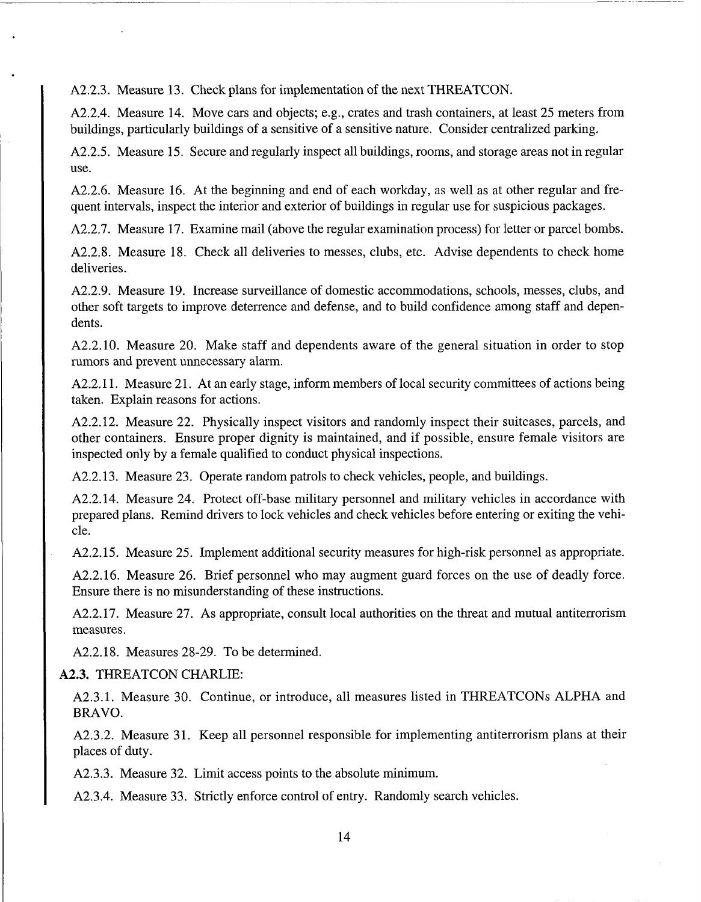A2.2.3. Measure 13. Check plans for implementation of the next THREATCON.

A2.2.4. Measure 14. Move cars and objects; e.g., crates and trash containers, at least 25 meters from buildings, particularly buildings of a sensitive of a sensitive nature. Consider centralized parking.

A2.2.5. Measure 15. Secure and regularly inspect all buildings, rooms, and storage areas not in regular use.

A2.2.6. Measure 16. At the beginning and end of each workday, as well as at other regular and frequent intervals, inspect the interior and exterior of buildings in regular use for suspicious packages.

A2.2.7. Measure 17. Examine mail (above the regular examination process) for letter or parcel bombs.

A2.2.8. Measure 18. Check all deliveries to messes, clubs, etc. Advise dependents to check home deliveries.

A2.2.9. Measure 19. Increase surveillance of domestic accommodations, schools, messes, clubs, and other soft targets to improve deterrence and defense, and to build confidence among staff and dependents.

A2.2.10. Measure 20. Make staff and dependents aware of the general situation in order to stop rumors and prevent unnecessary alarm.

A2.2.11. Measure 21. At an early stage, inform members of local security committees of actions being taken. Explain reasons for actions.

A2.2.12. Measure 22. Physically inspect visitors and randomly inspect their suitcases, parcels, and other containers. Ensure proper dignity is maintained, and if possible, ensure female visitors are inspected only by a female qualified to conduct physical inspections.

A2.2.13. Measure 23. Operate random patrols to check vehicles, people, and buildings.

A2.2.14. Measure 24. Protect off-base military personnel and military vehicles in accordance with prepared plans. Remind drivers to lock vehicles and check vehicles before entering or exiting the vehicle.

A2.2.15. Measure 25. Implement additional security measures for high-risk personnel as appropriate.

A2.2.16. Measure 26. Brief personnel who may augment guard forces on the use of deadly force. Ensure there is no misunderstanding of these instructions.

A2.2.17. Measure 27. As appropriate, consult local authorities on the threat and mutual antiterrorism measures.

A2.2.18. Measures 28-29. To be determined.

**A2.3.** THREATCON CHARLIE:

A2.3.1. Measure 30. Continue, or introduce, all measures listed in THREATCONs ALPHA and BRAVO.

A2.3.2. Measure 31. Keep all personnel responsible for implementing antiterrorism plans at their places of duty.

A2.3.3. Measure 32. Limit access points to the absolute minimum.

A2.3.4. Measure 33. Strictly enforce control of entry. Randomly search vehicles.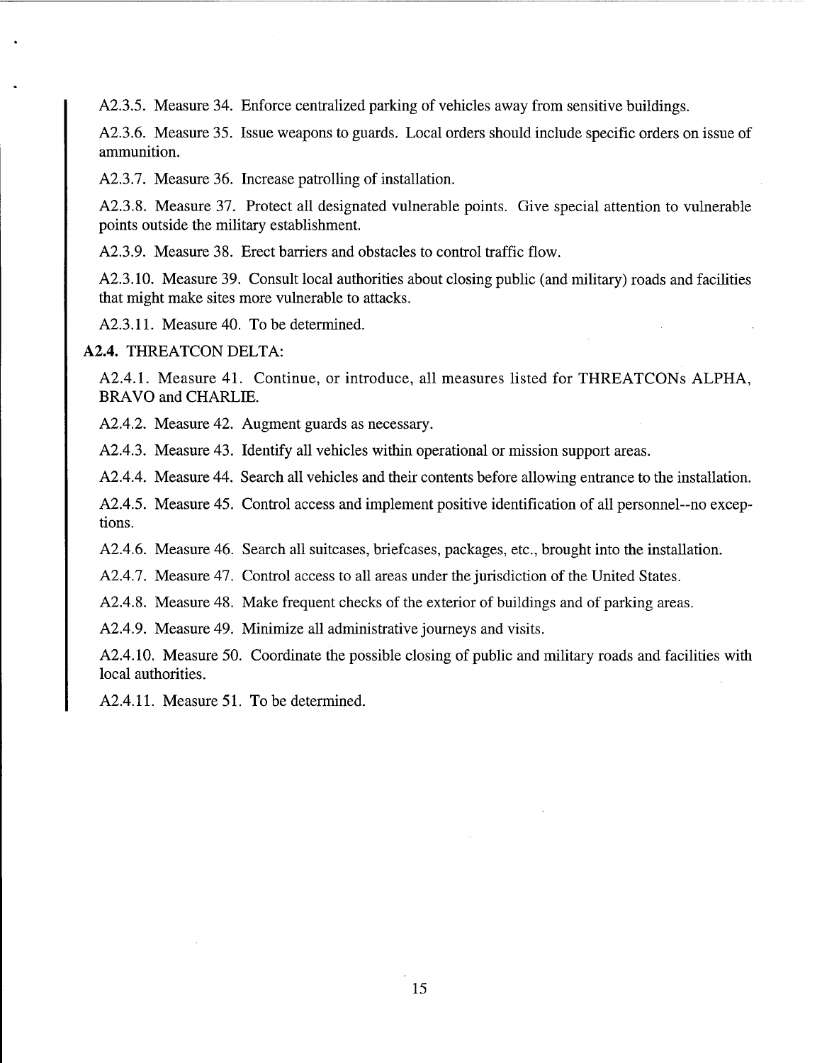A2.3.5. Measure 34. Enforce centralized parking of vehicles away from sensitive buildings.

A2.3.6. Measure 35. Issue weapons to guards. Local orders should include specific orders on issue of ammunition.

A2.3.7. Measure 36. Increase patrolling of installation.

A2.3.8. Measure 37. Protect all designated vulnerable points. Give special attention to vulnerable points outside the military establishment.

A2.3.9. Measure 38. Erect barriers and obstacles to control traffic flow.

A2.3.10. Measure 39. Consult local authorities about closing public (and military) roads and facilities that might make sites more vulnerable to attacks.

A2.3.11. Measure 40. To be determined.

**A2.4.** THREATCON DELTA:

A2.4.1. Measure 41. Continue, or introduce, all measures listed for THREATCONs ALPHA, BRAVO and CHARLIE.

A2.4.2. Measure 42. Augment guards as necessary.

A2.4.3. Measure 43. Identify all vehicles within operational or mission support areas.

A2.4.4. Measure 44. Search all vehicles and their contents before allowing entrance to the installation.

A2.4.5. Measure 45. Control access and implement positive identification of all personnel--no exceptions.

A2.4.6. Measure 46. Search all suitcases, briefcases, packages, etc., brought into the installation.

A2.4.7. Measure 47. Control access to all areas under the jurisdiction of the United States.

A2.4.8. Measure 48. Make frequent checks of the exterior of buildings and of parking areas.

A2.4.9. Measure 49. Minimize all administrative journeys and visits.

A2.4.10. Measure 50. Coordinate the possible closing of public and military roads and facilities with local authorities.

A2.4.11. Measure 51. To be determined.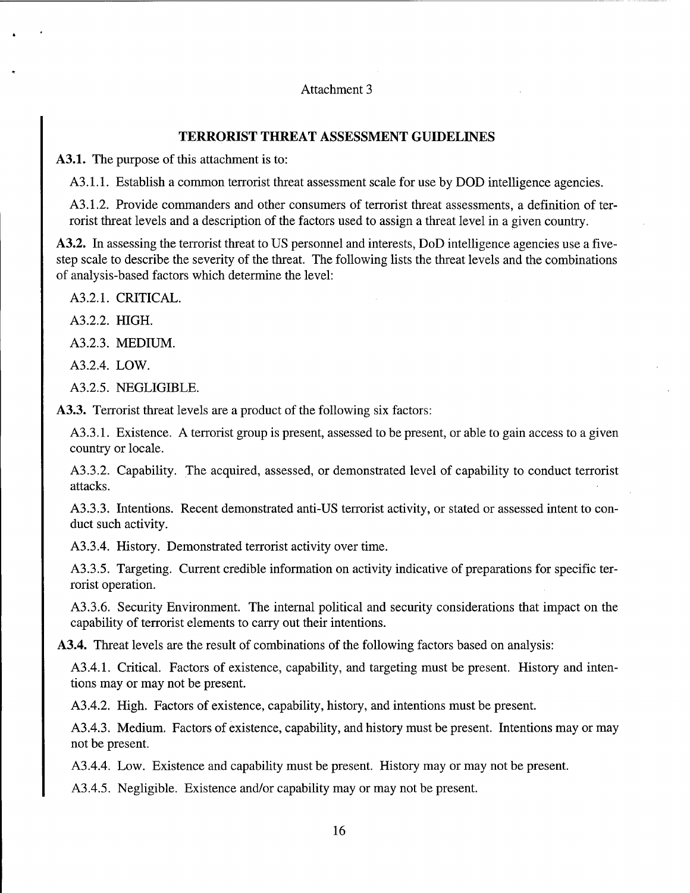Attachment 3

## TERRORIST THREAT ASSESSMENT GUIDELINES

**A3.1.** The purpose of this attachment is to:

A3.1.1. Establish a common terrorist threat assessment scale for use by DOD intelligence agencies.

A3.1.2. Provide commanders and other consumers of terrorist threat assessments, a definition of terrorist threat levels and a description of the factors used to assign a threat level in a given country.

**A3.2.** In assessing the terrorist threat to US personnel and interests, DoD intelligence agencies use a five-step scale to describe the severity of the threat. The following lists the threat levels and the combinations of analysis-based factors which determine the level:

A3.2.1. CRITICAL.

A3.2.2. HIGH.

A3.2.3. MEDIUM.

A3.2.4. LOW.

A3.2.5. NEGLIGIBLE.

**A3.3.** Terrorist threat levels are a product of the following six factors:

A3.3.1. Existence. A terrorist group is present, assessed to be present, or able to gain access to a given country or locale.

A3.3.2. Capability. The acquired, assessed, or demonstrated level of capability to conduct terrorist attacks.

A3.3.3. Intentions. Recent demonstrated anti-US terrorist activity, or stated or assessed intent to conduct such activity.

A3.3.4. History. Demonstrated terrorist activity over time.

A3.3.5. Targeting. Current credible information on activity indicative of preparations for specific terrorist operation.

A3.3.6. Security Environment. The internal political and security considerations that impact on the capability of terrorist elements to carry out their intentions.

**A3.4.** Threat levels are the result of combinations of the following factors based on analysis:

A3.4.1. Critical. Factors of existence, capability, and targeting must be present. History and intentions may or may not be present.

A3.4.2. High. Factors of existence, capability, history, and intentions must be present.

A3.4.3. Medium. Factors of existence, capability, and history must be present. Intentions may or may not be present.

A3.4.4. Low. Existence and capability must be present. History may or may not be present.

A3.4.5. Negligible. Existence and/or capability may or may not be present.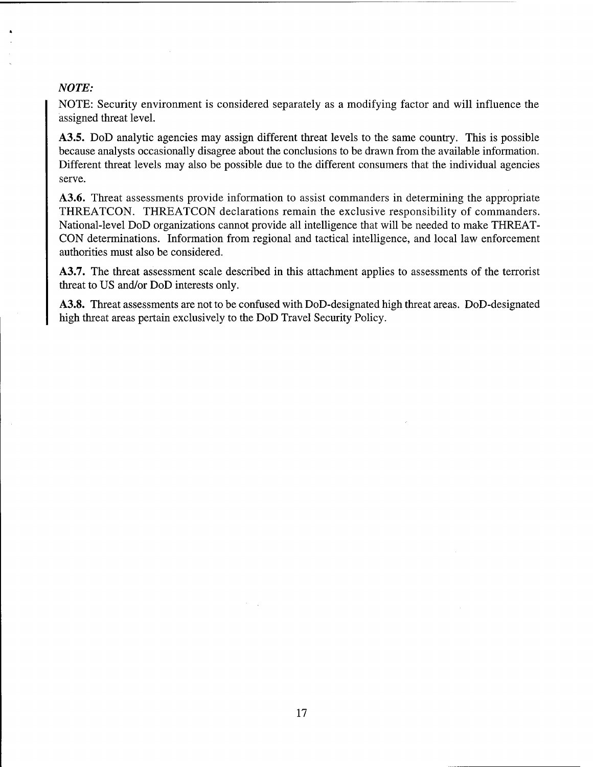*NOTE:*

NOTE: Security environment is considered separately as a modifying factor and will influence the assigned threat level.

**A3.5.** DoD analytic agencies may assign different threat levels to the same country. This is possible because analysts occasionally disagree about the conclusions to be drawn from the available information. Different threat levels may also be possible due to the different consumers that the individual agencies serve.

**A3.6.** Threat assessments provide information to assist commanders in determining the appropriate THREATCON. THREATCON declarations remain the exclusive responsibility of commanders. National-level DoD organizations cannot provide all intelligence that will be needed to make THREATCON determinations. Information from regional and tactical intelligence, and local law enforcement authorities must also be considered.

**A3.7.** The threat assessment scale described in this attachment applies to assessments of the terrorist threat to US and/or DoD interests only.

**A3.8.** Threat assessments are not to be confused with DoD-designated high threat areas. DoD-designated high threat areas pertain exclusively to the DoD Travel Security Policy.